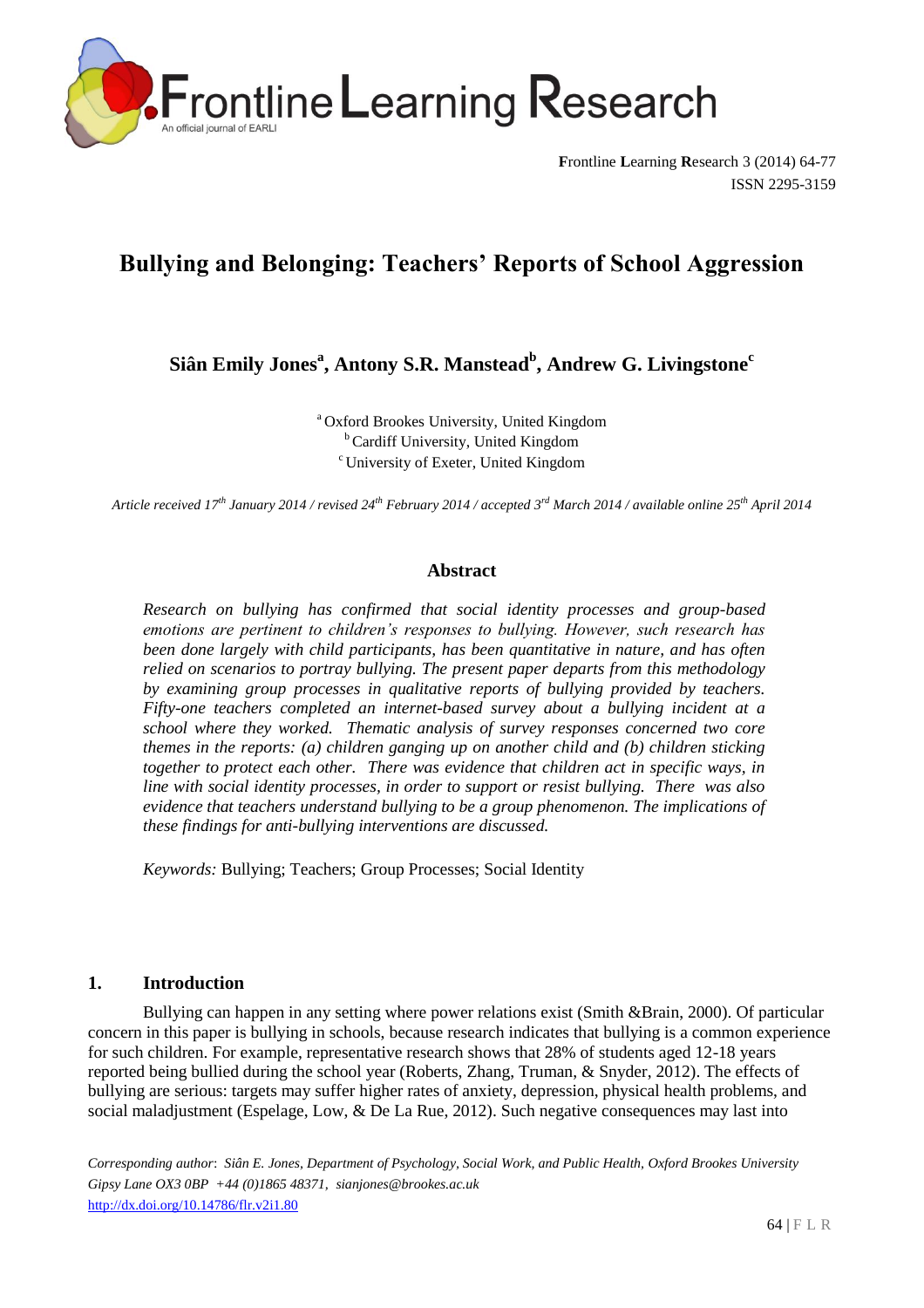# Bullying and Belonging: Teachers' Reports of School Aggression

**Siân Emily Jones[a], Antony S.R. Manstead[b], Andrew G. Livingstone[c]**

[a] Oxford Brookes University, United Kingdom
[b] Cardiff University, United Kingdom
[c] University of Exeter, United Kingdom

*Article received 17th January 2014 / revised 24th February 2014 / accepted 3rd March 2014 / available online 25th April 2014*

## Abstract

*Research on bullying has confirmed that social identity processes and group-based emotions are pertinent to children's responses to bullying. However, such research has been done largely with child participants, has been quantitative in nature, and has often relied on scenarios to portray bullying. The present paper departs from this methodology by examining group processes in qualitative reports of bullying provided by teachers. Fifty-one teachers completed an internet-based survey about a bullying incident at a school where they worked. Thematic analysis of survey responses concerned two core themes in the reports: (a) children ganging up on another child and (b) children sticking together to protect each other. There was evidence that children act in specific ways, in line with social identity processes, in order to support or resist bullying. There was also evidence that teachers understand bullying to be a group phenomenon. The implications of these findings for anti-bullying interventions are discussed.*

*Keywords:* Bullying; Teachers; Group Processes; Social Identity

## 1. Introduction

Bullying can happen in any setting where power relations exist (Smith &Brain, 2000). Of particular concern in this paper is bullying in schools, because research indicates that bullying is a common experience for such children. For example, representative research shows that 28% of students aged 12-18 years reported being bullied during the school year (Roberts, Zhang, Truman, & Snyder, 2012). The effects of bullying are serious: targets may suffer higher rates of anxiety, depression, physical health problems, and social maladjustment (Espelage, Low, & De La Rue, 2012). Such negative consequences may last into

*Corresponding author*: *Siân E. Jones, Department of Psychology, Social Work, and Public Health, Oxford Brookes University Gipsy Lane OX3 0BP +44 (0)1865 48371, sianjones@brookes.ac.uk*
http://dx.doi.org/10.14786/flr.v2i1.80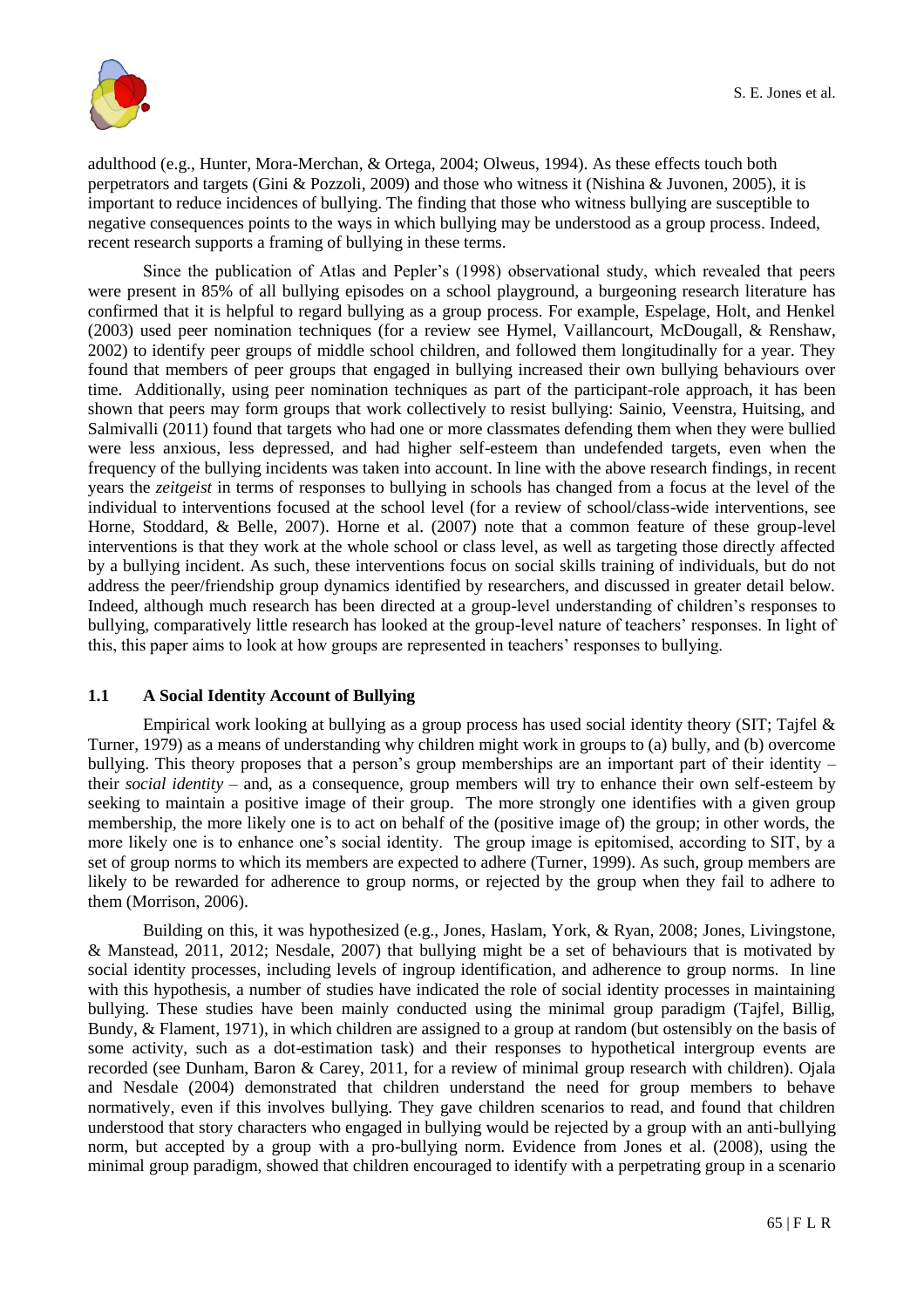adulthood (e.g., Hunter, Mora-Merchan, & Ortega, 2004; Olweus, 1994). As these effects touch both perpetrators and targets (Gini & Pozzoli, 2009) and those who witness it (Nishina & Juvonen, 2005), it is important to reduce incidences of bullying. The finding that those who witness bullying are susceptible to negative consequences points to the ways in which bullying may be understood as a group process. Indeed, recent research supports a framing of bullying in these terms.

Since the publication of Atlas and Pepler's (1998) observational study, which revealed that peers were present in 85% of all bullying episodes on a school playground, a burgeoning research literature has confirmed that it is helpful to regard bullying as a group process. For example, Espelage, Holt, and Henkel (2003) used peer nomination techniques (for a review see Hymel, Vaillancourt, McDougall, & Renshaw, 2002) to identify peer groups of middle school children, and followed them longitudinally for a year. They found that members of peer groups that engaged in bullying increased their own bullying behaviours over time. Additionally, using peer nomination techniques as part of the participant-role approach, it has been shown that peers may form groups that work collectively to resist bullying: Sainio, Veenstra, Huitsing, and Salmivalli (2011) found that targets who had one or more classmates defending them when they were bullied were less anxious, less depressed, and had higher self-esteem than undefended targets, even when the frequency of the bullying incidents was taken into account. In line with the above research findings, in recent years the *zeitgeist* in terms of responses to bullying in schools has changed from a focus at the level of the individual to interventions focused at the school level (for a review of school/class-wide interventions, see Horne, Stoddard, & Belle, 2007). Horne et al. (2007) note that a common feature of these group-level interventions is that they work at the whole school or class level, as well as targeting those directly affected by a bullying incident. As such, these interventions focus on social skills training of individuals, but do not address the peer/friendship group dynamics identified by researchers, and discussed in greater detail below. Indeed, although much research has been directed at a group-level understanding of children's responses to bullying, comparatively little research has looked at the group-level nature of teachers' responses. In light of this, this paper aims to look at how groups are represented in teachers' responses to bullying.

## 1.1 A Social Identity Account of Bullying

Empirical work looking at bullying as a group process has used social identity theory (SIT; Tajfel & Turner, 1979) as a means of understanding why children might work in groups to (a) bully, and (b) overcome bullying. This theory proposes that a person's group memberships are an important part of their identity – their *social identity* – and, as a consequence, group members will try to enhance their own self-esteem by seeking to maintain a positive image of their group. The more strongly one identifies with a given group membership, the more likely one is to act on behalf of the (positive image of) the group; in other words, the more likely one is to enhance one's social identity. The group image is epitomised, according to SIT, by a set of group norms to which its members are expected to adhere (Turner, 1999). As such, group members are likely to be rewarded for adherence to group norms, or rejected by the group when they fail to adhere to them (Morrison, 2006).

Building on this, it was hypothesized (e.g., Jones, Haslam, York, & Ryan, 2008; Jones, Livingstone, & Manstead, 2011, 2012; Nesdale, 2007) that bullying might be a set of behaviours that is motivated by social identity processes, including levels of ingroup identification, and adherence to group norms. In line with this hypothesis, a number of studies have indicated the role of social identity processes in maintaining bullying. These studies have been mainly conducted using the minimal group paradigm (Tajfel, Billig, Bundy, & Flament, 1971), in which children are assigned to a group at random (but ostensibly on the basis of some activity, such as a dot-estimation task) and their responses to hypothetical intergroup events are recorded (see Dunham, Baron & Carey, 2011, for a review of minimal group research with children). Ojala and Nesdale (2004) demonstrated that children understand the need for group members to behave normatively, even if this involves bullying. They gave children scenarios to read, and found that children understood that story characters who engaged in bullying would be rejected by a group with an anti-bullying norm, but accepted by a group with a pro-bullying norm. Evidence from Jones et al. (2008), using the minimal group paradigm, showed that children encouraged to identify with a perpetrating group in a scenario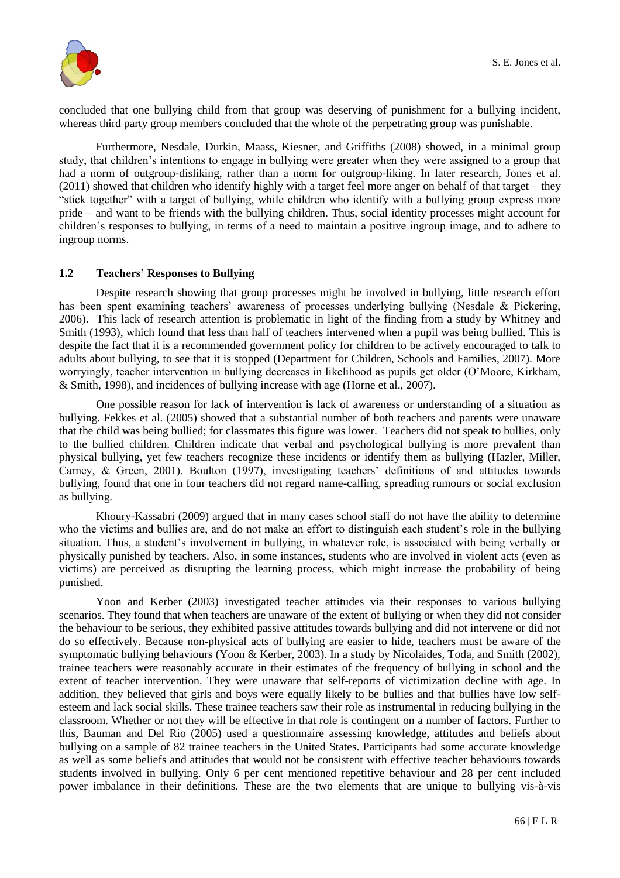concluded that one bullying child from that group was deserving of punishment for a bullying incident, whereas third party group members concluded that the whole of the perpetrating group was punishable.

Furthermore, Nesdale, Durkin, Maass, Kiesner, and Griffiths (2008) showed, in a minimal group study, that children's intentions to engage in bullying were greater when they were assigned to a group that had a norm of outgroup-disliking, rather than a norm for outgroup-liking. In later research, Jones et al. (2011) showed that children who identify highly with a target feel more anger on behalf of that target – they "stick together" with a target of bullying, while children who identify with a bullying group express more pride – and want to be friends with the bullying children. Thus, social identity processes might account for children's responses to bullying, in terms of a need to maintain a positive ingroup image, and to adhere to ingroup norms.

### 1.2 Teachers' Responses to Bullying

Despite research showing that group processes might be involved in bullying, little research effort has been spent examining teachers' awareness of processes underlying bullying (Nesdale & Pickering, 2006). This lack of research attention is problematic in light of the finding from a study by Whitney and Smith (1993), which found that less than half of teachers intervened when a pupil was being bullied. This is despite the fact that it is a recommended government policy for children to be actively encouraged to talk to adults about bullying, to see that it is stopped (Department for Children, Schools and Families, 2007). More worryingly, teacher intervention in bullying decreases in likelihood as pupils get older (O'Moore, Kirkham, & Smith, 1998), and incidences of bullying increase with age (Horne et al., 2007).

One possible reason for lack of intervention is lack of awareness or understanding of a situation as bullying. Fekkes et al. (2005) showed that a substantial number of both teachers and parents were unaware that the child was being bullied; for classmates this figure was lower. Teachers did not speak to bullies, only to the bullied children. Children indicate that verbal and psychological bullying is more prevalent than physical bullying, yet few teachers recognize these incidents or identify them as bullying (Hazler, Miller, Carney, & Green, 2001). Boulton (1997), investigating teachers' definitions of and attitudes towards bullying, found that one in four teachers did not regard name-calling, spreading rumours or social exclusion as bullying.

Khoury-Kassabri (2009) argued that in many cases school staff do not have the ability to determine who the victims and bullies are, and do not make an effort to distinguish each student's role in the bullying situation. Thus, a student's involvement in bullying, in whatever role, is associated with being verbally or physically punished by teachers. Also, in some instances, students who are involved in violent acts (even as victims) are perceived as disrupting the learning process, which might increase the probability of being punished.

Yoon and Kerber (2003) investigated teacher attitudes via their responses to various bullying scenarios. They found that when teachers are unaware of the extent of bullying or when they did not consider the behaviour to be serious, they exhibited passive attitudes towards bullying and did not intervene or did not do so effectively. Because non-physical acts of bullying are easier to hide, teachers must be aware of the symptomatic bullying behaviours (Yoon & Kerber, 2003). In a study by Nicolaides, Toda, and Smith (2002), trainee teachers were reasonably accurate in their estimates of the frequency of bullying in school and the extent of teacher intervention. They were unaware that self-reports of victimization decline with age. In addition, they believed that girls and boys were equally likely to be bullies and that bullies have low self-esteem and lack social skills. These trainee teachers saw their role as instrumental in reducing bullying in the classroom. Whether or not they will be effective in that role is contingent on a number of factors. Further to this, Bauman and Del Rio (2005) used a questionnaire assessing knowledge, attitudes and beliefs about bullying on a sample of 82 trainee teachers in the United States. Participants had some accurate knowledge as well as some beliefs and attitudes that would not be consistent with effective teacher behaviours towards students involved in bullying. Only 6 per cent mentioned repetitive behaviour and 28 per cent included power imbalance in their definitions. These are the two elements that are unique to bullying vis-à-vis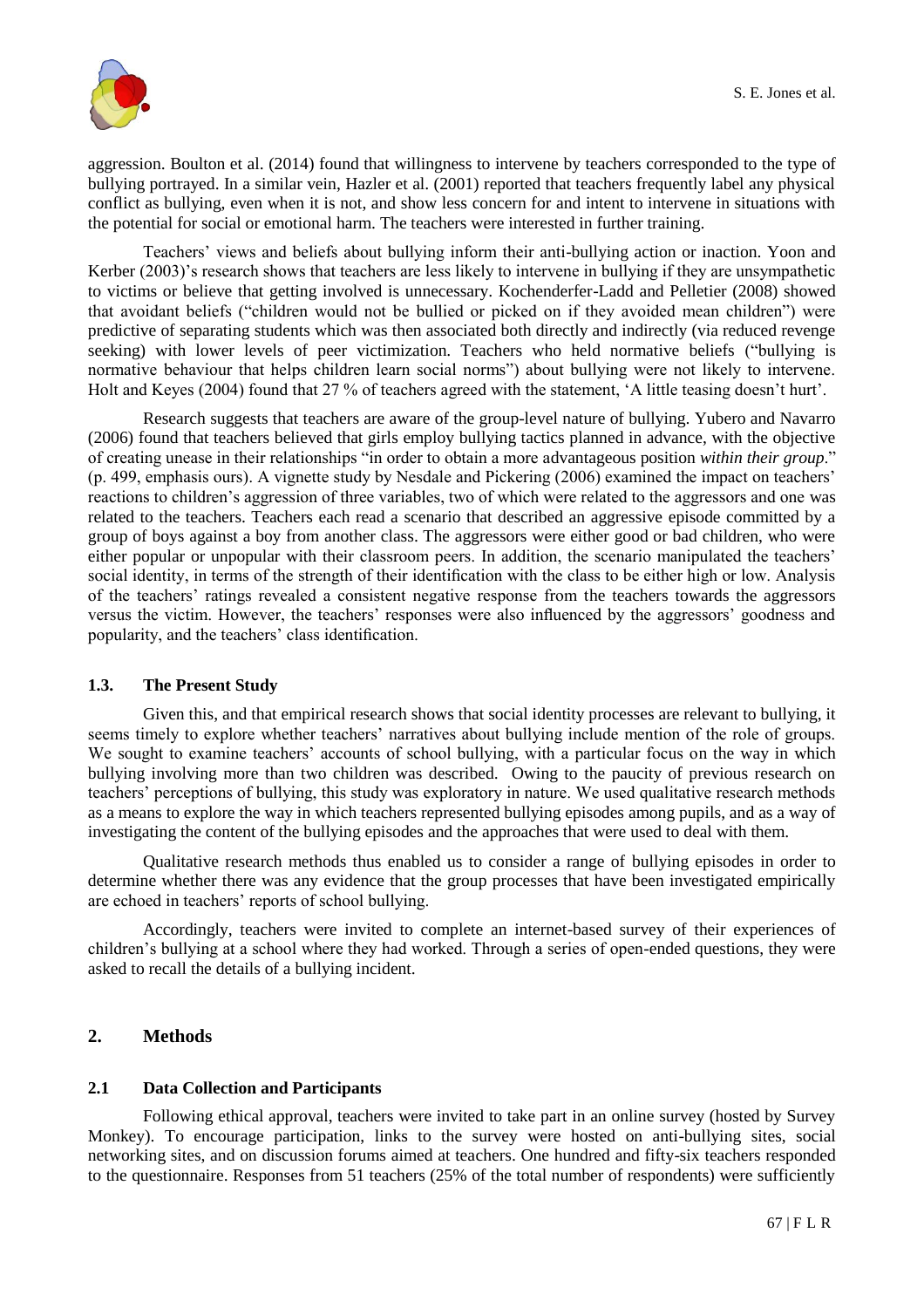aggression. Boulton et al. (2014) found that willingness to intervene by teachers corresponded to the type of bullying portrayed. In a similar vein, Hazler et al. (2001) reported that teachers frequently label any physical conflict as bullying, even when it is not, and show less concern for and intent to intervene in situations with the potential for social or emotional harm. The teachers were interested in further training.

Teachers' views and beliefs about bullying inform their anti-bullying action or inaction. Yoon and Kerber (2003)'s research shows that teachers are less likely to intervene in bullying if they are unsympathetic to victims or believe that getting involved is unnecessary. Kochenderfer-Ladd and Pelletier (2008) showed that avoidant beliefs ("children would not be bullied or picked on if they avoided mean children") were predictive of separating students which was then associated both directly and indirectly (via reduced revenge seeking) with lower levels of peer victimization. Teachers who held normative beliefs ("bullying is normative behaviour that helps children learn social norms") about bullying were not likely to intervene. Holt and Keyes (2004) found that 27 % of teachers agreed with the statement, 'A little teasing doesn't hurt'.

Research suggests that teachers are aware of the group-level nature of bullying. Yubero and Navarro (2006) found that teachers believed that girls employ bullying tactics planned in advance, with the objective of creating unease in their relationships "in order to obtain a more advantageous position *within their group*." (p. 499, emphasis ours). A vignette study by Nesdale and Pickering (2006) examined the impact on teachers' reactions to children's aggression of three variables, two of which were related to the aggressors and one was related to the teachers. Teachers each read a scenario that described an aggressive episode committed by a group of boys against a boy from another class. The aggressors were either good or bad children, who were either popular or unpopular with their classroom peers. In addition, the scenario manipulated the teachers' social identity, in terms of the strength of their identification with the class to be either high or low. Analysis of the teachers' ratings revealed a consistent negative response from the teachers towards the aggressors versus the victim. However, the teachers' responses were also influenced by the aggressors' goodness and popularity, and the teachers' class identification.

### 1.3. The Present Study

Given this, and that empirical research shows that social identity processes are relevant to bullying, it seems timely to explore whether teachers' narratives about bullying include mention of the role of groups. We sought to examine teachers' accounts of school bullying, with a particular focus on the way in which bullying involving more than two children was described. Owing to the paucity of previous research on teachers' perceptions of bullying, this study was exploratory in nature. We used qualitative research methods as a means to explore the way in which teachers represented bullying episodes among pupils, and as a way of investigating the content of the bullying episodes and the approaches that were used to deal with them.

Qualitative research methods thus enabled us to consider a range of bullying episodes in order to determine whether there was any evidence that the group processes that have been investigated empirically are echoed in teachers' reports of school bullying.

Accordingly, teachers were invited to complete an internet-based survey of their experiences of children's bullying at a school where they had worked. Through a series of open-ended questions, they were asked to recall the details of a bullying incident.

## 2. Methods

### 2.1 Data Collection and Participants

Following ethical approval, teachers were invited to take part in an online survey (hosted by Survey Monkey). To encourage participation, links to the survey were hosted on anti-bullying sites, social networking sites, and on discussion forums aimed at teachers. One hundred and fifty-six teachers responded to the questionnaire. Responses from 51 teachers (25% of the total number of respondents) were sufficiently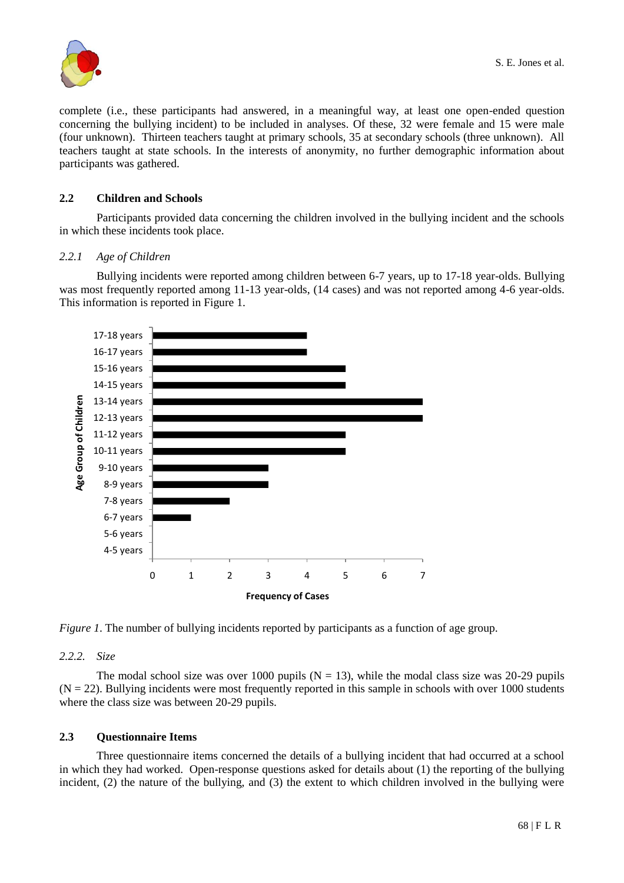complete (i.e., these participants had answered, in a meaningful way, at least one open-ended question concerning the bullying incident) to be included in analyses. Of these, 32 were female and 15 were male (four unknown). Thirteen teachers taught at primary schools, 35 at secondary schools (three unknown). All teachers taught at state schools. In the interests of anonymity, no further demographic information about participants was gathered.

## 2.2 Children and Schools

Participants provided data concerning the children involved in the bullying incident and the schools in which these incidents took place.

### *2.2.1 Age of Children*

Bullying incidents were reported among children between 6-7 years, up to 17-18 year-olds. Bullying was most frequently reported among 11-13 year-olds, (14 cases) and was not reported among 4-6 year-olds. This information is reported in Figure 1.

*Figure 1*. The number of bullying incidents reported by participants as a function of age group.

### *2.2.2. Size*

The modal school size was over 1000 pupils (N = 13), while the modal class size was 20-29 pupils (N = 22). Bullying incidents were most frequently reported in this sample in schools with over 1000 students where the class size was between 20-29 pupils.

## 2.3 Questionnaire Items

Three questionnaire items concerned the details of a bullying incident that had occurred at a school in which they had worked. Open-response questions asked for details about (1) the reporting of the bullying incident, (2) the nature of the bullying, and (3) the extent to which children involved in the bullying were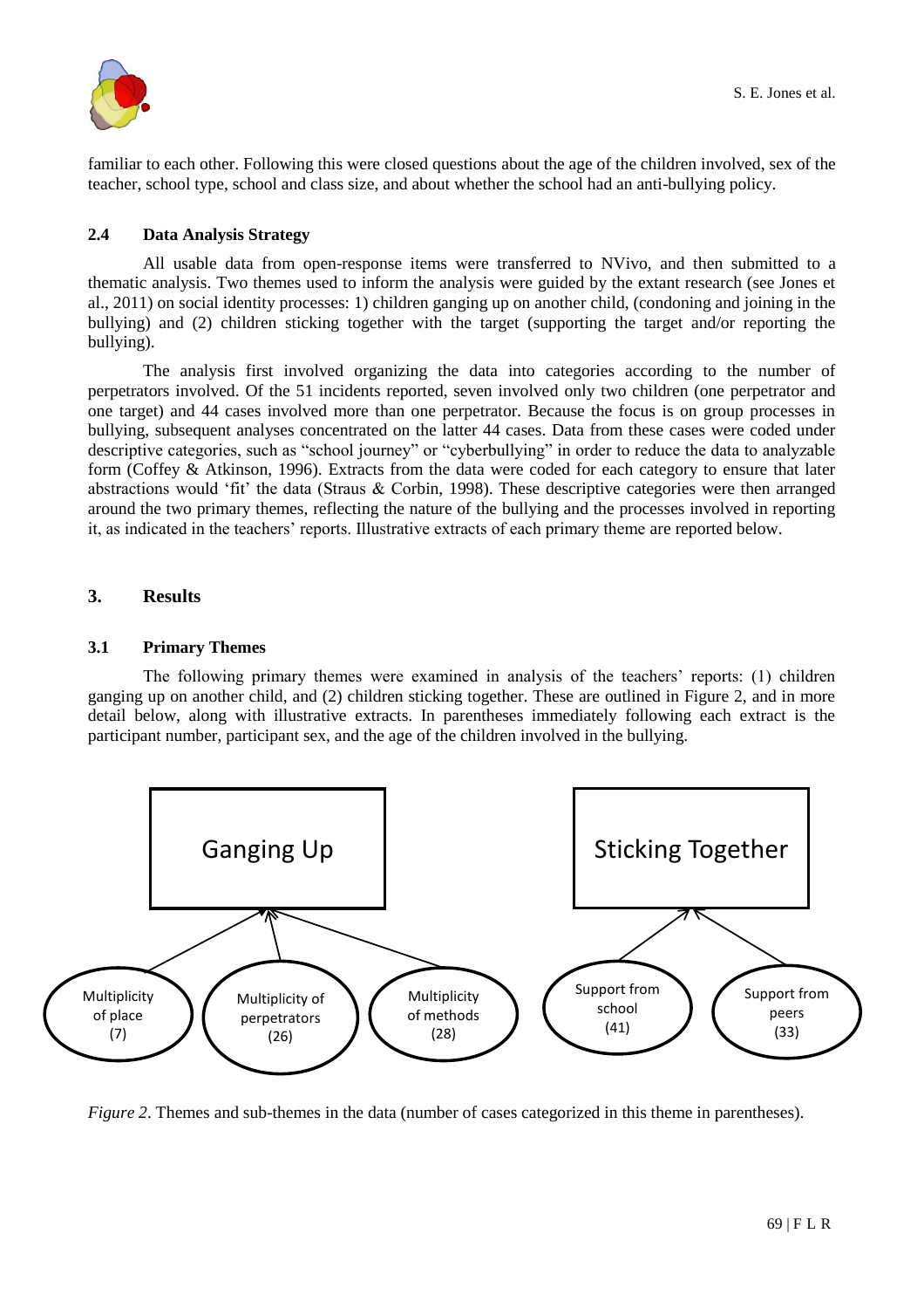familiar to each other. Following this were closed questions about the age of the children involved, sex of the teacher, school type, school and class size, and about whether the school had an anti-bullying policy.

### 2.4 Data Analysis Strategy

All usable data from open-response items were transferred to NVivo, and then submitted to a thematic analysis. Two themes used to inform the analysis were guided by the extant research (see Jones et al., 2011) on social identity processes: 1) children ganging up on another child, (condoning and joining in the bullying) and (2) children sticking together with the target (supporting the target and/or reporting the bullying).

The analysis first involved organizing the data into categories according to the number of perpetrators involved. Of the 51 incidents reported, seven involved only two children (one perpetrator and one target) and 44 cases involved more than one perpetrator. Because the focus is on group processes in bullying, subsequent analyses concentrated on the latter 44 cases. Data from these cases were coded under descriptive categories, such as "school journey" or "cyberbullying" in order to reduce the data to analyzable form (Coffey & Atkinson, 1996). Extracts from the data were coded for each category to ensure that later abstractions would 'fit' the data (Straus & Corbin, 1998). These descriptive categories were then arranged around the two primary themes, reflecting the nature of the bullying and the processes involved in reporting it, as indicated in the teachers' reports. Illustrative extracts of each primary theme are reported below.

## 3. Results

### 3.1 Primary Themes

The following primary themes were examined in analysis of the teachers' reports: (1) children ganging up on another child, and (2) children sticking together. These are outlined in Figure 2, and in more detail below, along with illustrative extracts. In parentheses immediately following each extract is the participant number, participant sex, and the age of the children involved in the bullying.

- **Ganging Up**
  - Multiplicity of place (7)
  - Multiplicity of perpetrators (26)
  - Multiplicity of methods (28)
- **Sticking Together**
  - Support from school (41)
  - Support from peers (33)

*Figure 2*. Themes and sub-themes in the data (number of cases categorized in this theme in parentheses).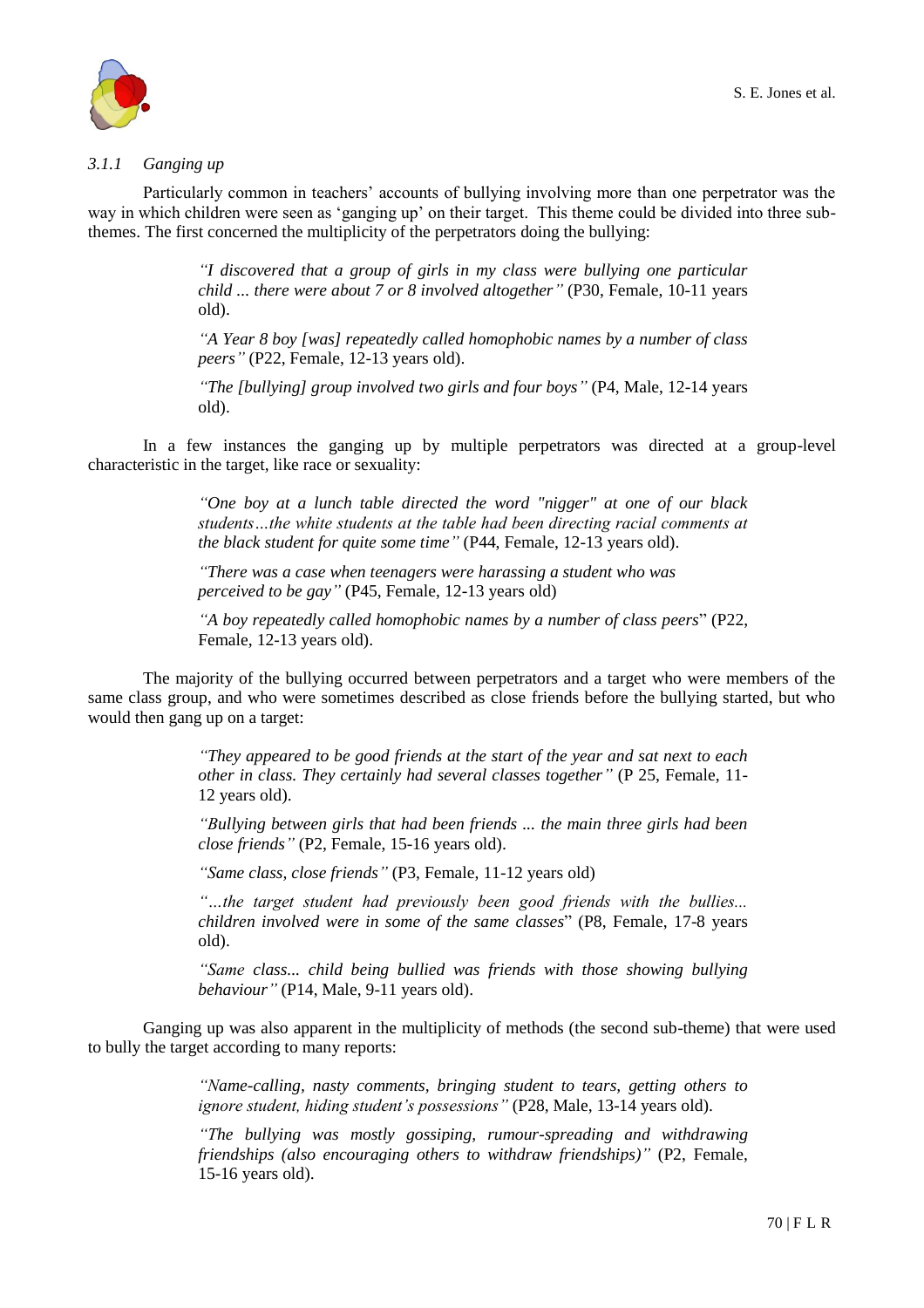### *3.1.1 Ganging up*

Particularly common in teachers' accounts of bullying involving more than one perpetrator was the way in which children were seen as 'ganging up' on their target. This theme could be divided into three sub-themes. The first concerned the multiplicity of the perpetrators doing the bullying:

> *"I discovered that a group of girls in my class were bullying one particular child ... there were about 7 or 8 involved altogether"* (P30, Female, 10-11 years old).
>
> *"A Year 8 boy [was] repeatedly called homophobic names by a number of class peers"* (P22, Female, 12-13 years old).
>
> *"The [bullying] group involved two girls and four boys"* (P4, Male, 12-14 years old).

In a few instances the ganging up by multiple perpetrators was directed at a group-level characteristic in the target, like race or sexuality:

> *"One boy at a lunch table directed the word "nigger" at one of our black students…the white students at the table had been directing racial comments at the black student for quite some time"* (P44, Female, 12-13 years old).
>
> *"There was a case when teenagers were harassing a student who was perceived to be gay"* (P45, Female, 12-13 years old)
>
> *"A boy repeatedly called homophobic names by a number of class peers*" (P22, Female, 12-13 years old).

The majority of the bullying occurred between perpetrators and a target who were members of the same class group, and who were sometimes described as close friends before the bullying started, but who would then gang up on a target:

> *"They appeared to be good friends at the start of the year and sat next to each other in class. They certainly had several classes together"* (P 25, Female, 11-12 years old).
>
> *"Bullying between girls that had been friends ... the main three girls had been close friends"* (P2, Female, 15-16 years old).
>
> *"Same class, close friends"* (P3, Female, 11-12 years old)
>
> *"…the target student had previously been good friends with the bullies... children involved were in some of the same classes*" (P8, Female, 17-8 years old).
>
> *"Same class... child being bullied was friends with those showing bullying behaviour"* (P14, Male, 9-11 years old).

Ganging up was also apparent in the multiplicity of methods (the second sub-theme) that were used to bully the target according to many reports:

> *"Name-calling, nasty comments, bringing student to tears, getting others to ignore student, hiding student's possessions"* (P28, Male, 13-14 years old).
>
> *"The bullying was mostly gossiping, rumour-spreading and withdrawing friendships (also encouraging others to withdraw friendships)"* (P2, Female, 15-16 years old).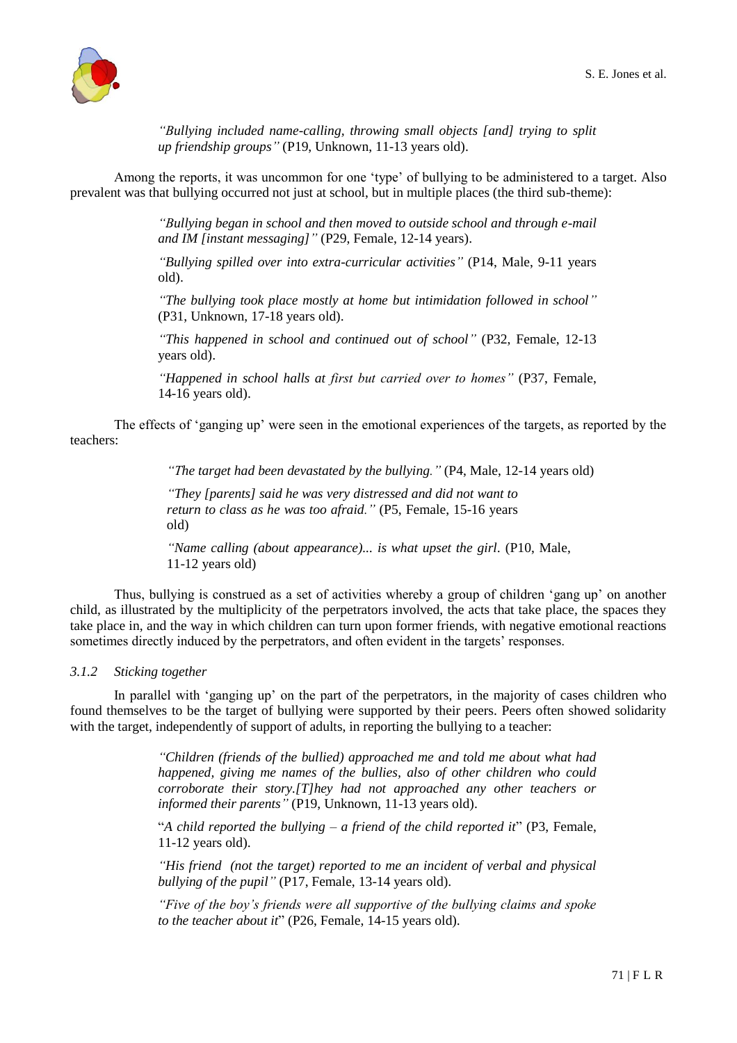> *"Bullying included name-calling, throwing small objects [and] trying to split up friendship groups"* (P19, Unknown, 11-13 years old).

Among the reports, it was uncommon for one 'type' of bullying to be administered to a target. Also prevalent was that bullying occurred not just at school, but in multiple places (the third sub-theme):

> *"Bullying began in school and then moved to outside school and through e-mail and IM [instant messaging]"* (P29, Female, 12-14 years).
>
> *"Bullying spilled over into extra-curricular activities"* (P14, Male, 9-11 years old).
>
> *"The bullying took place mostly at home but intimidation followed in school"* (P31, Unknown, 17-18 years old).
>
> *"This happened in school and continued out of school"* (P32, Female, 12-13 years old).
>
> *"Happened in school halls at first but carried over to homes"* (P37, Female, 14-16 years old).

The effects of 'ganging up' were seen in the emotional experiences of the targets, as reported by the teachers:

> *"The target had been devastated by the bullying."* (P4, Male, 12-14 years old)
>
> *"They [parents] said he was very distressed and did not want to return to class as he was too afraid."* (P5, Female, 15-16 years old)
>
> *"Name calling (about appearance)... is what upset the girl.* (P10, Male, 11-12 years old)

Thus, bullying is construed as a set of activities whereby a group of children 'gang up' on another child, as illustrated by the multiplicity of the perpetrators involved, the acts that take place, the spaces they take place in, and the way in which children can turn upon former friends, with negative emotional reactions sometimes directly induced by the perpetrators, and often evident in the targets' responses.

#### *3.1.2 Sticking together*

In parallel with 'ganging up' on the part of the perpetrators, in the majority of cases children who found themselves to be the target of bullying were supported by their peers. Peers often showed solidarity with the target, independently of support of adults, in reporting the bullying to a teacher:

> *"Children (friends of the bullied) approached me and told me about what had happened, giving me names of the bullies, also of other children who could corroborate their story.[T]hey had not approached any other teachers or informed their parents"* (P19, Unknown, 11-13 years old).
>
> "*A child reported the bullying – a friend of the child reported it*" (P3, Female, 11-12 years old).
>
> *"His friend (not the target) reported to me an incident of verbal and physical bullying of the pupil"* (P17, Female, 13-14 years old).
>
> *"Five of the boy's friends were all supportive of the bullying claims and spoke to the teacher about it*" (P26, Female, 14-15 years old).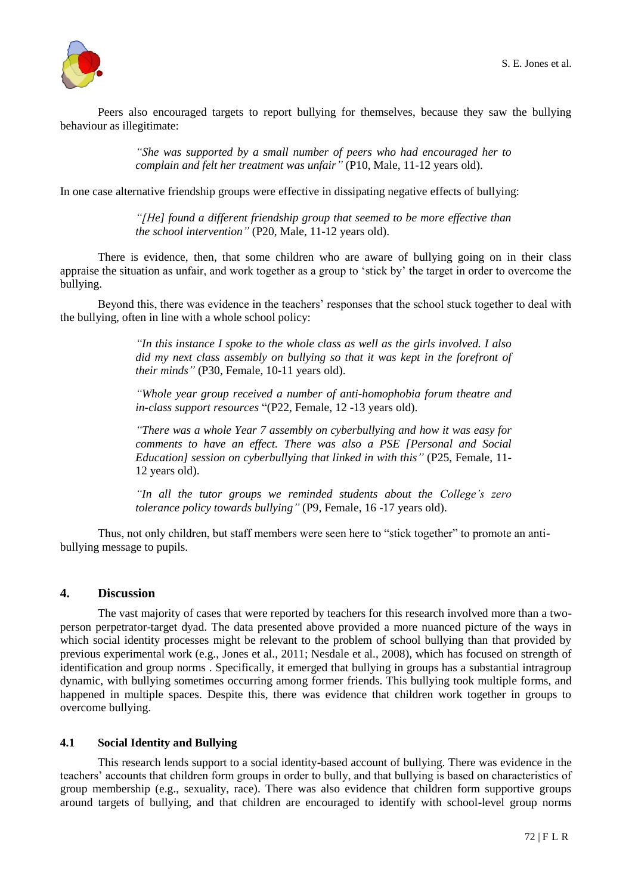Peers also encouraged targets to report bullying for themselves, because they saw the bullying behaviour as illegitimate:

> *"She was supported by a small number of peers who had encouraged her to complain and felt her treatment was unfair"* (P10, Male, 11-12 years old).

In one case alternative friendship groups were effective in dissipating negative effects of bullying:

> *"[He] found a different friendship group that seemed to be more effective than the school intervention"* (P20, Male, 11-12 years old).

There is evidence, then, that some children who are aware of bullying going on in their class appraise the situation as unfair, and work together as a group to 'stick by' the target in order to overcome the bullying.

Beyond this, there was evidence in the teachers' responses that the school stuck together to deal with the bullying, often in line with a whole school policy:

> *"In this instance I spoke to the whole class as well as the girls involved. I also did my next class assembly on bullying so that it was kept in the forefront of their minds"* (P30, Female, 10-11 years old).
>
> *"Whole year group received a number of anti-homophobia forum theatre and in-class support resources* "(P22, Female, 12 -13 years old).
>
> *"There was a whole Year 7 assembly on cyberbullying and how it was easy for comments to have an effect. There was also a PSE [Personal and Social Education] session on cyberbullying that linked in with this"* (P25, Female, 11-12 years old).
>
> *"In all the tutor groups we reminded students about the College's zero tolerance policy towards bullying"* (P9, Female, 16 -17 years old).

Thus, not only children, but staff members were seen here to "stick together" to promote an anti-bullying message to pupils.

## 4. Discussion

The vast majority of cases that were reported by teachers for this research involved more than a two-person perpetrator-target dyad. The data presented above provided a more nuanced picture of the ways in which social identity processes might be relevant to the problem of school bullying than that provided by previous experimental work (e.g., Jones et al., 2011; Nesdale et al., 2008), which has focused on strength of identification and group norms . Specifically, it emerged that bullying in groups has a substantial intragroup dynamic, with bullying sometimes occurring among former friends. This bullying took multiple forms, and happened in multiple spaces. Despite this, there was evidence that children work together in groups to overcome bullying.

### 4.1 Social Identity and Bullying

This research lends support to a social identity-based account of bullying. There was evidence in the teachers' accounts that children form groups in order to bully, and that bullying is based on characteristics of group membership (e.g., sexuality, race). There was also evidence that children form supportive groups around targets of bullying, and that children are encouraged to identify with school-level group norms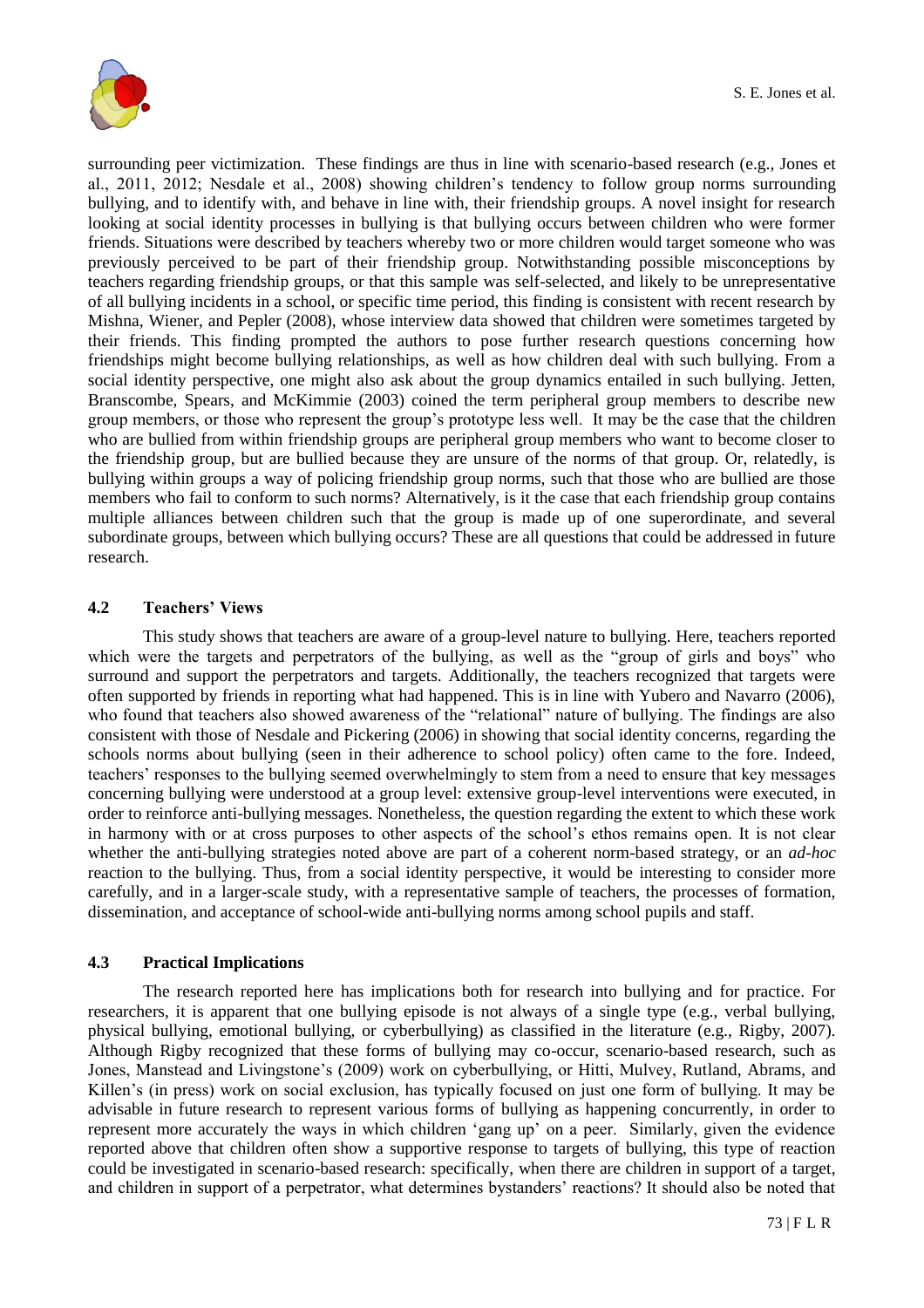surrounding peer victimization. These findings are thus in line with scenario-based research (e.g., Jones et al., 2011, 2012; Nesdale et al., 2008) showing children's tendency to follow group norms surrounding bullying, and to identify with, and behave in line with, their friendship groups. A novel insight for research looking at social identity processes in bullying is that bullying occurs between children who were former friends. Situations were described by teachers whereby two or more children would target someone who was previously perceived to be part of their friendship group. Notwithstanding possible misconceptions by teachers regarding friendship groups, or that this sample was self-selected, and likely to be unrepresentative of all bullying incidents in a school, or specific time period, this finding is consistent with recent research by Mishna, Wiener, and Pepler (2008), whose interview data showed that children were sometimes targeted by their friends. This finding prompted the authors to pose further research questions concerning how friendships might become bullying relationships, as well as how children deal with such bullying. From a social identity perspective, one might also ask about the group dynamics entailed in such bullying. Jetten, Branscombe, Spears, and McKimmie (2003) coined the term peripheral group members to describe new group members, or those who represent the group's prototype less well. It may be the case that the children who are bullied from within friendship groups are peripheral group members who want to become closer to the friendship group, but are bullied because they are unsure of the norms of that group. Or, relatedly, is bullying within groups a way of policing friendship group norms, such that those who are bullied are those members who fail to conform to such norms? Alternatively, is it the case that each friendship group contains multiple alliances between children such that the group is made up of one superordinate, and several subordinate groups, between which bullying occurs? These are all questions that could be addressed in future research.

### 4.2 Teachers' Views

This study shows that teachers are aware of a group-level nature to bullying. Here, teachers reported which were the targets and perpetrators of the bullying, as well as the "group of girls and boys" who surround and support the perpetrators and targets. Additionally, the teachers recognized that targets were often supported by friends in reporting what had happened. This is in line with Yubero and Navarro (2006), who found that teachers also showed awareness of the "relational" nature of bullying. The findings are also consistent with those of Nesdale and Pickering (2006) in showing that social identity concerns, regarding the schools norms about bullying (seen in their adherence to school policy) often came to the fore. Indeed, teachers' responses to the bullying seemed overwhelmingly to stem from a need to ensure that key messages concerning bullying were understood at a group level: extensive group-level interventions were executed, in order to reinforce anti-bullying messages. Nonetheless, the question regarding the extent to which these work in harmony with or at cross purposes to other aspects of the school's ethos remains open. It is not clear whether the anti-bullying strategies noted above are part of a coherent norm-based strategy, or an *ad-hoc* reaction to the bullying. Thus, from a social identity perspective, it would be interesting to consider more carefully, and in a larger-scale study, with a representative sample of teachers, the processes of formation, dissemination, and acceptance of school-wide anti-bullying norms among school pupils and staff.

### 4.3 Practical Implications

The research reported here has implications both for research into bullying and for practice. For researchers, it is apparent that one bullying episode is not always of a single type (e.g., verbal bullying, physical bullying, emotional bullying, or cyberbullying) as classified in the literature (e.g., Rigby, 2007). Although Rigby recognized that these forms of bullying may co-occur, scenario-based research, such as Jones, Manstead and Livingstone's (2009) work on cyberbullying, or Hitti, Mulvey, Rutland, Abrams, and Killen's (in press) work on social exclusion, has typically focused on just one form of bullying. It may be advisable in future research to represent various forms of bullying as happening concurrently, in order to represent more accurately the ways in which children 'gang up' on a peer. Similarly, given the evidence reported above that children often show a supportive response to targets of bullying, this type of reaction could be investigated in scenario-based research: specifically, when there are children in support of a target, and children in support of a perpetrator, what determines bystanders' reactions? It should also be noted that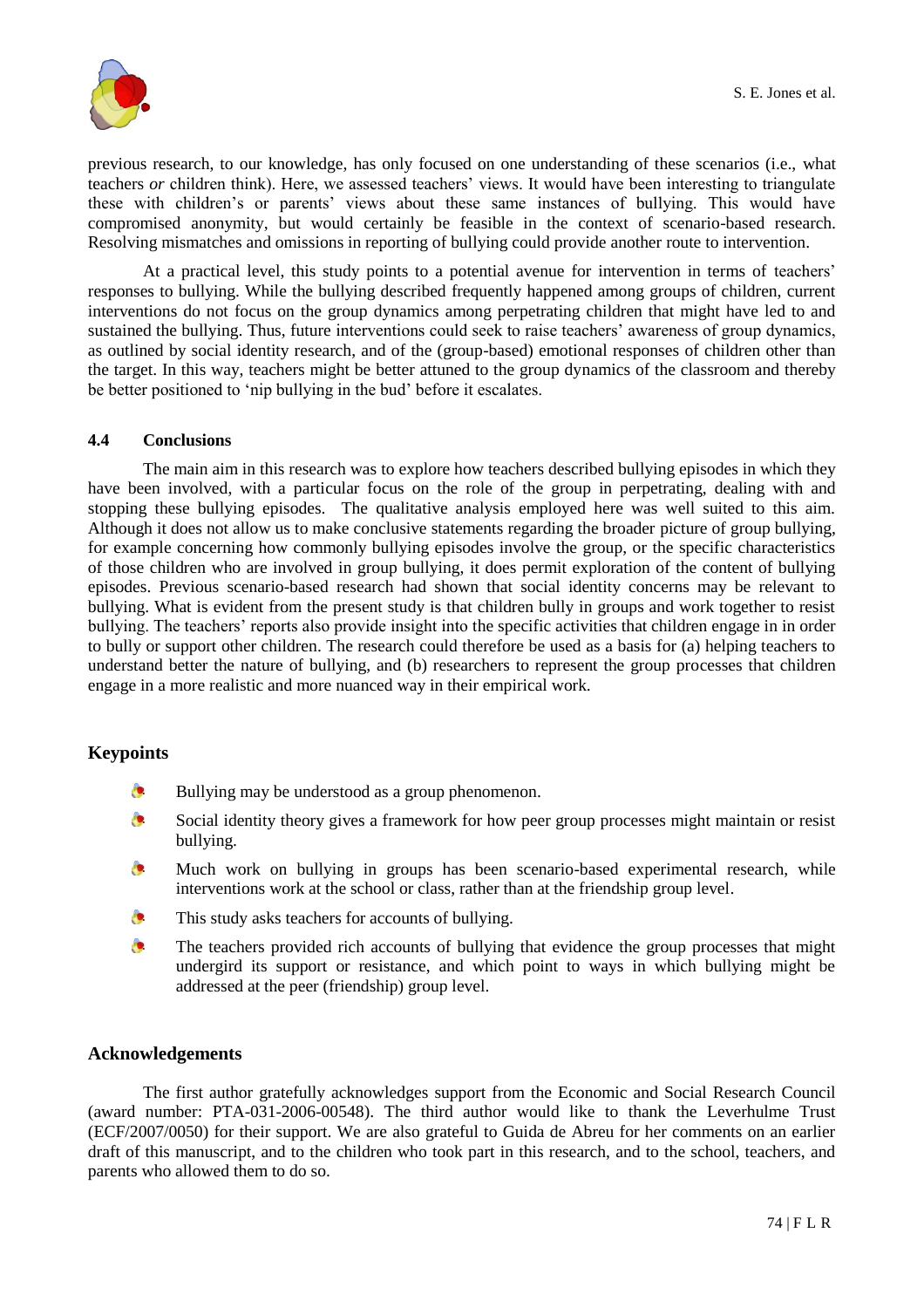previous research, to our knowledge, has only focused on one understanding of these scenarios (i.e., what teachers *or* children think). Here, we assessed teachers' views. It would have been interesting to triangulate these with children's or parents' views about these same instances of bullying. This would have compromised anonymity, but would certainly be feasible in the context of scenario-based research. Resolving mismatches and omissions in reporting of bullying could provide another route to intervention.

At a practical level, this study points to a potential avenue for intervention in terms of teachers' responses to bullying. While the bullying described frequently happened among groups of children, current interventions do not focus on the group dynamics among perpetrating children that might have led to and sustained the bullying. Thus, future interventions could seek to raise teachers' awareness of group dynamics, as outlined by social identity research, and of the (group-based) emotional responses of children other than the target. In this way, teachers might be better attuned to the group dynamics of the classroom and thereby be better positioned to 'nip bullying in the bud' before it escalates.

### 4.4 Conclusions

The main aim in this research was to explore how teachers described bullying episodes in which they have been involved, with a particular focus on the role of the group in perpetrating, dealing with and stopping these bullying episodes. The qualitative analysis employed here was well suited to this aim. Although it does not allow us to make conclusive statements regarding the broader picture of group bullying, for example concerning how commonly bullying episodes involve the group, or the specific characteristics of those children who are involved in group bullying, it does permit exploration of the content of bullying episodes. Previous scenario-based research had shown that social identity concerns may be relevant to bullying. What is evident from the present study is that children bully in groups and work together to resist bullying. The teachers' reports also provide insight into the specific activities that children engage in in order to bully or support other children. The research could therefore be used as a basis for (a) helping teachers to understand better the nature of bullying, and (b) researchers to represent the group processes that children engage in a more realistic and more nuanced way in their empirical work.

## Keypoints

- Bullying may be understood as a group phenomenon.
- Social identity theory gives a framework for how peer group processes might maintain or resist bullying.
- Much work on bullying in groups has been scenario-based experimental research, while interventions work at the school or class, rather than at the friendship group level.
- This study asks teachers for accounts of bullying.
- The teachers provided rich accounts of bullying that evidence the group processes that might undergird its support or resistance, and which point to ways in which bullying might be addressed at the peer (friendship) group level.

## Acknowledgements

The first author gratefully acknowledges support from the Economic and Social Research Council (award number: PTA-031-2006-00548). The third author would like to thank the Leverhulme Trust (ECF/2007/0050) for their support. We are also grateful to Guida de Abreu for her comments on an earlier draft of this manuscript, and to the children who took part in this research, and to the school, teachers, and parents who allowed them to do so.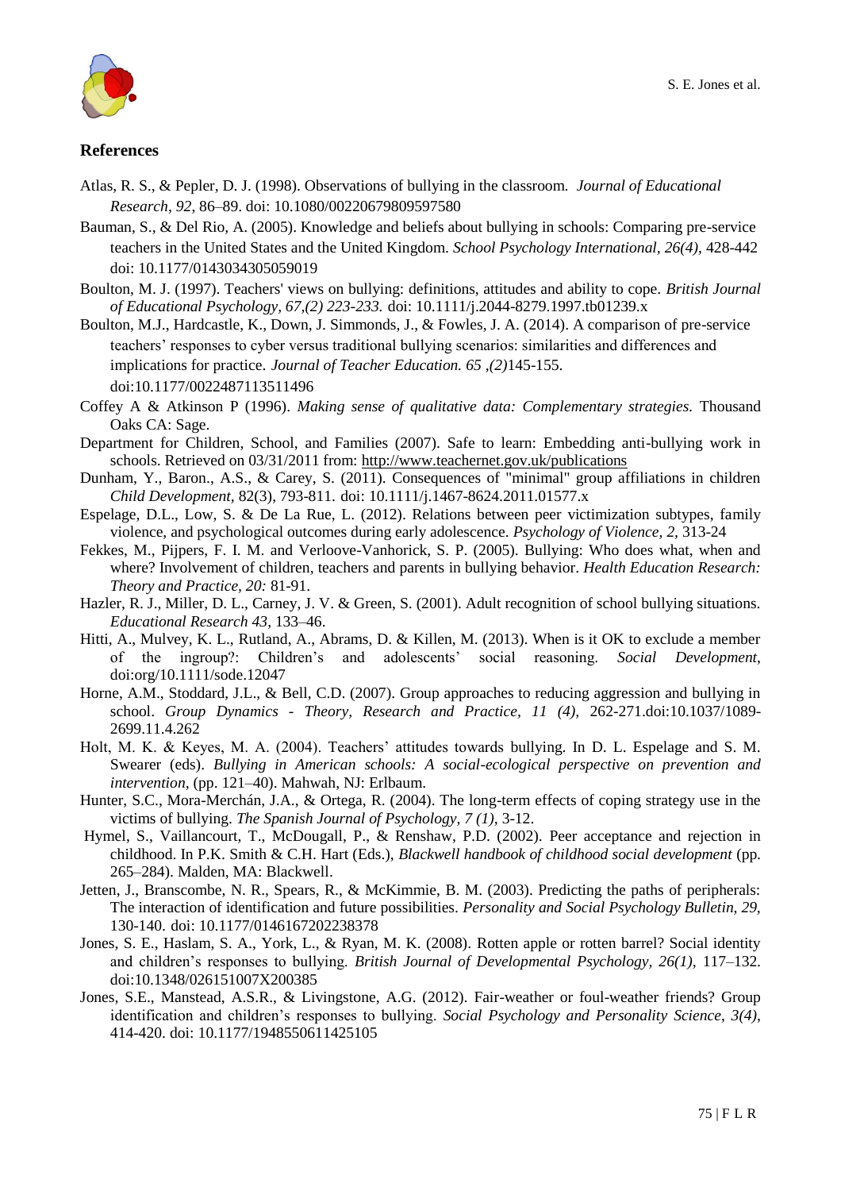## References

Atlas, R. S., & Pepler, D. J. (1998). Observations of bullying in the classroom. *Journal of Educational Research, 92*, 86–89. doi: 10.1080/00220679809597580

Bauman, S., & Del Rio, A. (2005). Knowledge and beliefs about bullying in schools: Comparing pre-service teachers in the United States and the United Kingdom. *School Psychology International, 26(4)*, 428-442 doi: 10.1177/0143034305059019

Boulton, M. J. (1997). Teachers' views on bullying: definitions, attitudes and ability to cope. *British Journal of Educational Psychology, 67,(2) 223-233.* doi: 10.1111/j.2044-8279.1997.tb01239.x

Boulton, M.J., Hardcastle, K., Down, J. Simmonds, J., & Fowles, J. A. (2014). A comparison of pre-service teachers' responses to cyber versus traditional bullying scenarios: similarities and differences and implications for practice. *Journal of Teacher Education. 65 ,(2)*145-155. doi:10.1177/0022487113511496

Coffey A & Atkinson P (1996). *Making sense of qualitative data: Complementary strategies.* Thousand Oaks CA: Sage.

Department for Children, School, and Families (2007). Safe to learn: Embedding anti-bullying work in schools. Retrieved on 03/31/2011 from: http://www.teachernet.gov.uk/publications

Dunham, Y., Baron., A.S., & Carey, S. (2011). Consequences of "minimal" group affiliations in children *Child Development,* 82(3), 793-811. doi: 10.1111/j.1467-8624.2011.01577.x

Espelage, D.L., Low, S. & De La Rue, L. (2012). Relations between peer victimization subtypes, family violence, and psychological outcomes during early adolescence. *Psychology of Violence, 2*, 313-24

Fekkes, M., Pijpers, F. I. M. and Verloove-Vanhorick, S. P. (2005). Bullying: Who does what, when and where? Involvement of children, teachers and parents in bullying behavior. *Health Education Research: Theory and Practice, 20:* 81-91.

Hazler, R. J., Miller, D. L., Carney, J. V. & Green, S. (2001). Adult recognition of school bullying situations. *Educational Research 43*, 133–46.

Hitti, A., Mulvey, K. L., Rutland, A., Abrams, D. & Killen, M. (2013). When is it OK to exclude a member of the ingroup?: Children's and adolescents' social reasoning. *Social Development*, doi:org/10.1111/sode.12047

Horne, A.M., Stoddard, J.L., & Bell, C.D. (2007). Group approaches to reducing aggression and bullying in school. *Group Dynamics - Theory, Research and Practice, 11 (4),* 262-271.doi:10.1037/1089-2699.11.4.262

Holt, M. K. & Keyes, M. A. (2004). Teachers' attitudes towards bullying. In D. L. Espelage and S. M. Swearer (eds). *Bullying in American schools: A social-ecological perspective on prevention and intervention*, (pp. 121–40). Mahwah, NJ: Erlbaum.

Hunter, S.C., Mora-Merchán, J.A., & Ortega, R. (2004). The long-term effects of coping strategy use in the victims of bullying. *The Spanish Journal of Psychology, 7 (1),* 3-12.

Hymel, S., Vaillancourt, T., McDougall, P., & Renshaw, P.D. (2002). Peer acceptance and rejection in childhood. In P.K. Smith & C.H. Hart (Eds.), *Blackwell handbook of childhood social development* (pp. 265–284). Malden, MA: Blackwell.

Jetten, J., Branscombe, N. R., Spears, R., & McKimmie, B. M. (2003). Predicting the paths of peripherals: The interaction of identification and future possibilities. *Personality and Social Psychology Bulletin, 29,* 130-140. doi: 10.1177/0146167202238378

Jones, S. E., Haslam, S. A., York, L., & Ryan, M. K. (2008). Rotten apple or rotten barrel? Social identity and children's responses to bullying. *British Journal of Developmental Psychology, 26(1),* 117–132. doi:10.1348/026151007X200385

Jones, S.E., Manstead, A.S.R., & Livingstone, A.G. (2012). Fair-weather or foul-weather friends? Group identification and children's responses to bullying. *Social Psychology and Personality Science, 3(4)*, 414-420. doi: 10.1177/1948550611425105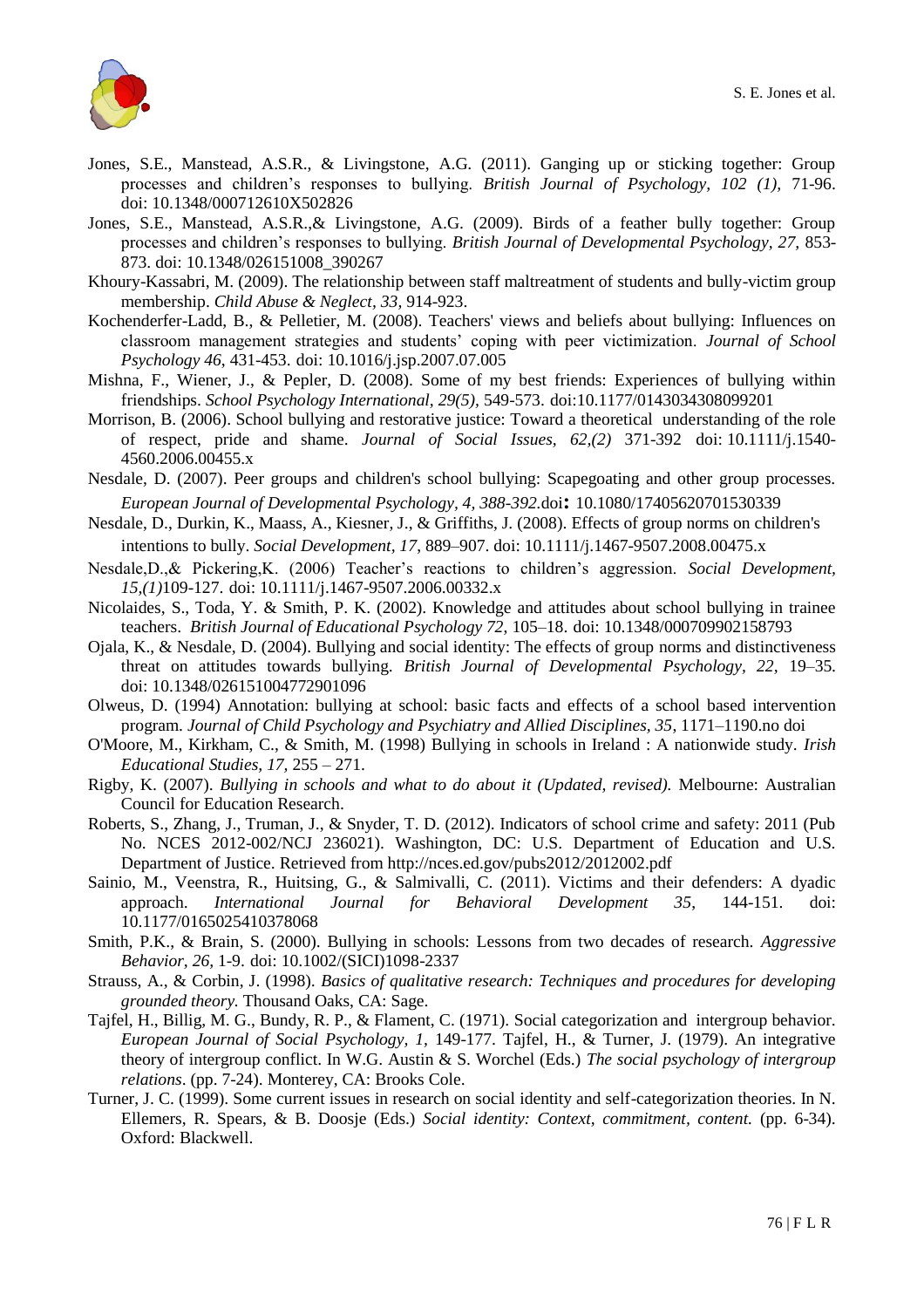Jones, S.E., Manstead, A.S.R., & Livingstone, A.G. (2011). Ganging up or sticking together: Group processes and children's responses to bullying. *British Journal of Psychology, 102 (1),* 71-96. doi: 10.1348/000712610X502826

Jones, S.E., Manstead, A.S.R.,& Livingstone, A.G. (2009). Birds of a feather bully together: Group processes and children's responses to bullying. *British Journal of Developmental Psychology, 27,* 853-873. doi: 10.1348/026151008_390267

Khoury-Kassabri, M. (2009). The relationship between staff maltreatment of students and bully-victim group membership. *Child Abuse & Neglect, 33,* 914-923.

Kochenderfer-Ladd, B., & Pelletier, M. (2008). Teachers' views and beliefs about bullying: Influences on classroom management strategies and students' coping with peer victimization. *Journal of School Psychology 46*, 431-453. doi: 10.1016/j.jsp.2007.07.005

Mishna, F., Wiener, J., & Pepler, D. (2008). Some of my best friends: Experiences of bullying within friendships. *School Psychology International, 29(5),* 549-573. doi:10.1177/0143034308099201

Morrison, B. (2006). School bullying and restorative justice: Toward a theoretical understanding of the role of respect, pride and shame. *Journal of Social Issues, 62,(2)* 371-392 doi: 10.1111/j.1540-4560.2006.00455.x

Nesdale, D. (2007). Peer groups and children's school bullying: Scapegoating and other group processes. *European Journal of Developmental Psychology, 4, 388-392.*doi**:** 10.1080/17405620701530339

Nesdale, D., Durkin, K., Maass, A., Kiesner, J., & Griffiths, J. (2008). Effects of group norms on children's intentions to bully. *Social Development, 17,* 889–907. doi: 10.1111/j.1467-9507.2008.00475.x

Nesdale,D.,& Pickering,K. (2006) Teacher's reactions to children's aggression. *Social Development, 15,(1)*109-127. doi: 10.1111/j.1467-9507.2006.00332.x

Nicolaides, S., Toda, Y. & Smith, P. K. (2002). Knowledge and attitudes about school bullying in trainee teachers. *British Journal of Educational Psychology 72*, 105–18. doi: 10.1348/000709902158793

Ojala, K., & Nesdale, D. (2004). Bullying and social identity: The effects of group norms and distinctiveness threat on attitudes towards bullying. *British Journal of Developmental Psychology, 22,* 19–35. doi: 10.1348/026151004772901096

Olweus, D. (1994) Annotation: bullying at school: basic facts and effects of a school based intervention program. *Journal of Child Psychology and Psychiatry and Allied Disciplines, 35*, 1171–1190.no doi

O'Moore, M., Kirkham, C., & Smith, M. (1998) Bullying in schools in Ireland : A nationwide study. *Irish Educational Studies, 17,* 255 – 271.

Rigby, K. (2007). *Bullying in schools and what to do about it (Updated, revised).* Melbourne: Australian Council for Education Research.

Roberts, S., Zhang, J., Truman, J., & Snyder, T. D. (2012). Indicators of school crime and safety: 2011 (Pub No. NCES 2012-002/NCJ 236021). Washington, DC: U.S. Department of Education and U.S. Department of Justice. Retrieved from http://nces.ed.gov/pubs2012/2012002.pdf

Sainio, M., Veenstra, R., Huitsing, G., & Salmivalli, C. (2011). Victims and their defenders: A dyadic approach. *International Journal for Behavioral Development 35*, 144-151. doi: 10.1177/0165025410378068

Smith, P.K., & Brain, S. (2000). Bullying in schools: Lessons from two decades of research. *Aggressive Behavior, 26,* 1-9. doi: 10.1002/(SICI)1098-2337

Strauss, A., & Corbin, J. (1998). *Basics of qualitative research: Techniques and procedures for developing grounded theory.* Thousand Oaks, CA: Sage.

Tajfel, H., Billig, M. G., Bundy, R. P., & Flament, C. (1971). Social categorization and intergroup behavior. *European Journal of Social Psychology, 1,* 149-177. Tajfel, H., & Turner, J. (1979). An integrative theory of intergroup conflict. In W.G. Austin & S. Worchel (Eds.) *The social psychology of intergroup relations*. (pp. 7-24). Monterey, CA: Brooks Cole.

Turner, J. C. (1999). Some current issues in research on social identity and self-categorization theories. In N. Ellemers, R. Spears, & B. Doosje (Eds.) *Social identity: Context, commitment, content.* (pp. 6-34). Oxford: Blackwell.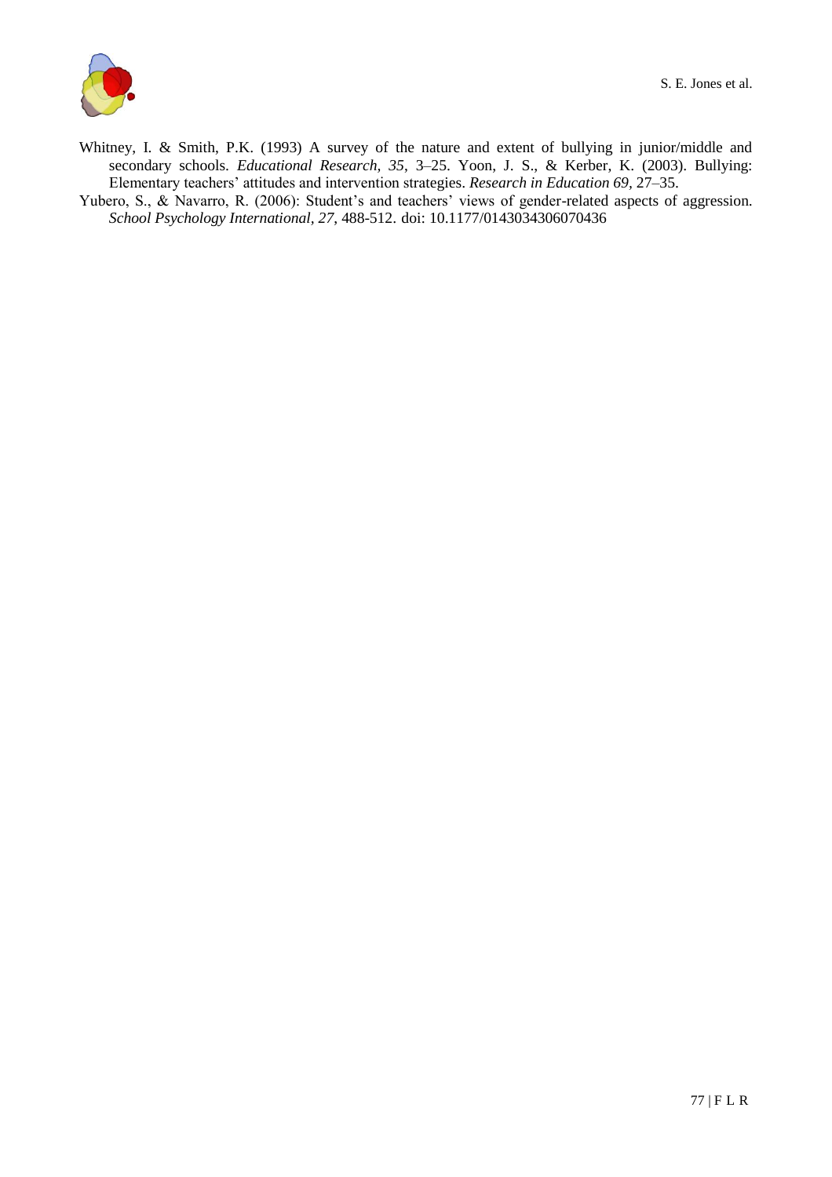Whitney, I. & Smith, P.K. (1993) A survey of the nature and extent of bullying in junior/middle and secondary schools. *Educational Research, 35*, 3–25. Yoon, J. S., & Kerber, K. (2003). Bullying: Elementary teachers' attitudes and intervention strategies. *Research in Education 69*, 27–35.

Yubero, S., & Navarro, R. (2006): Student's and teachers' views of gender-related aspects of aggression. *School Psychology International, 27*, 488-512. doi: 10.1177/0143034306070436